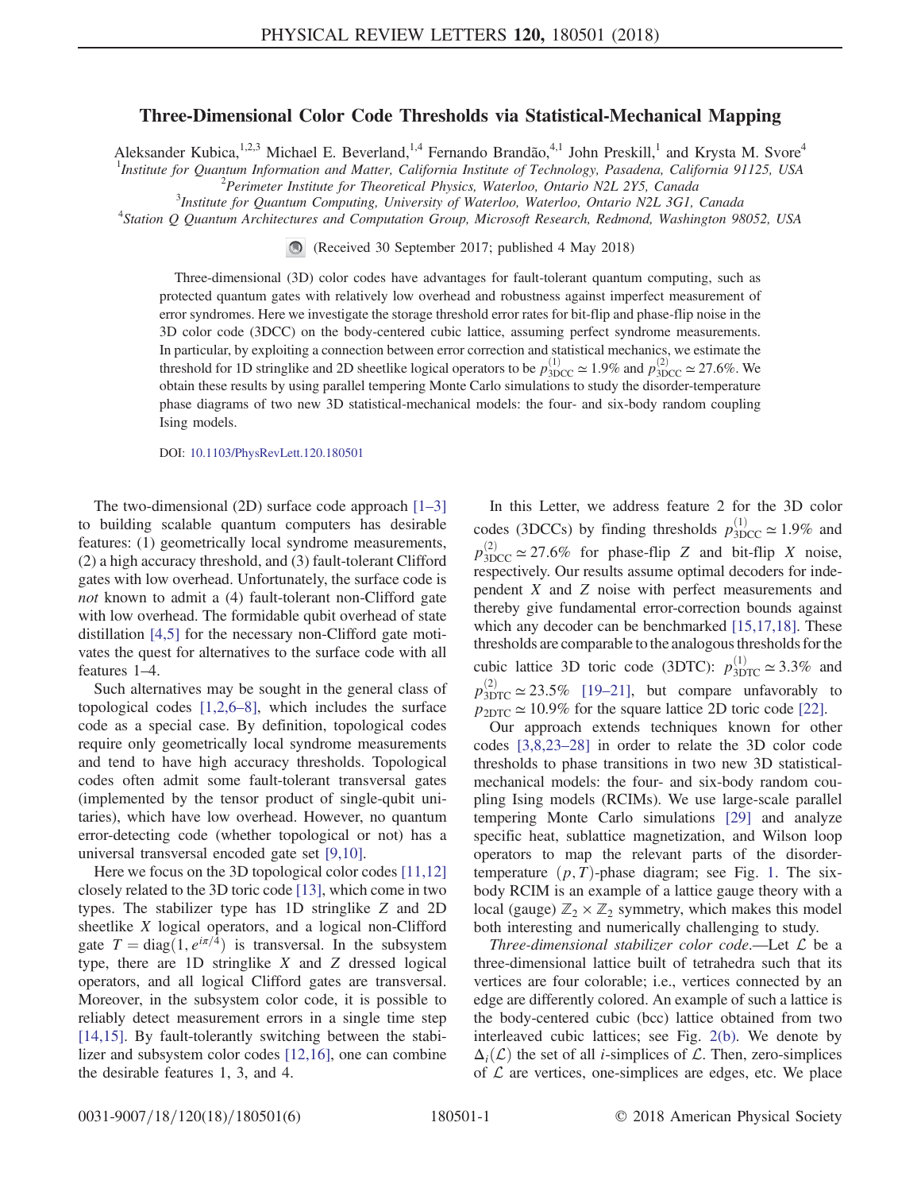# Three-Dimensional Color Code Thresholds via Statistical-Mechanical Mapping

Aleksander Kubica,[1,2,3] Michael E. Beverland,[1,4] Fernando Brandão,[4,1] John Preskill,[1] and Krysta M. Svore[4]

[1]Institute for Quantum Information and Matter, California Institute of Technology, Pasadena, California 91125, USA
[2]Perimeter Institute for Theoretical Physics, Waterloo, Ontario N2L 2Y5, Canada
[3]Institute for Quantum Computing, University of Waterloo, Waterloo, Ontario N2L 3G1, Canada
[4]Station Q Quantum Architectures and Computation Group, Microsoft Research, Redmond, Washington 98052, USA

(Received 30 September 2017; published 4 May 2018)

Three-dimensional (3D) color codes have advantages for fault-tolerant quantum computing, such as protected quantum gates with relatively low overhead and robustness against imperfect measurement of error syndromes. Here we investigate the storage threshold error rates for bit-flip and phase-flip noise in the 3D color code (3DCC) on the body-centered cubic lattice, assuming perfect syndrome measurements. In particular, by exploiting a connection between error correction and statistical mechanics, we estimate the threshold for 1D stringlike and 2D sheetlike logical operators to be $p^{(1)}_{\mathrm{3DCC}} \simeq 1.9\%$ and $p^{(2)}_{\mathrm{3DCC}} \simeq 27.6\%$. We obtain these results by using parallel tempering Monte Carlo simulations to study the disorder-temperature phase diagrams of two new 3D statistical-mechanical models: the four- and six-body random coupling Ising models.

DOI: 10.1103/PhysRevLett.120.180501

The two-dimensional (2D) surface code approach [1–3] to building scalable quantum computers has desirable features: (1) geometrically local syndrome measurements, (2) a high accuracy threshold, and (3) fault-tolerant Clifford gates with low overhead. Unfortunately, the surface code is *not* known to admit a (4) fault-tolerant non-Clifford gate with low overhead. The formidable qubit overhead of state distillation [4,5] for the necessary non-Clifford gate motivates the quest for alternatives to the surface code with all features 1–4.

Such alternatives may be sought in the general class of topological codes [1,2,6–8], which includes the surface code as a special case. By definition, topological codes require only geometrically local syndrome measurements and tend to have high accuracy thresholds. Topological codes often admit some fault-tolerant transversal gates (implemented by the tensor product of single-qubit unitaries), which have low overhead. However, no quantum error-detecting code (whether topological or not) has a universal transversal encoded gate set [9,10].

Here we focus on the 3D topological color codes [11,12] closely related to the 3D toric code [13], which come in two types. The stabilizer type has 1D stringlike $Z$ and 2D sheetlike $X$ logical operators, and a logical non-Clifford gate $T = \mathrm{diag}(1, e^{i\pi/4})$ is transversal. In the subsystem type, there are 1D stringlike $X$ and $Z$ dressed logical operators, and all logical Clifford gates are transversal. Moreover, in the subsystem color code, it is possible to reliably detect measurement errors in a single time step [14,15]. By fault-tolerantly switching between the stabilizer and subsystem color codes [12,16], one can combine the desirable features 1, 3, and 4.

In this Letter, we address feature 2 for the 3D color codes (3DCCs) by finding thresholds $p^{(1)}_{\mathrm{3DCC}} \simeq 1.9\%$ and $p^{(2)}_{\mathrm{3DCC}} \simeq 27.6\%$ for phase-flip $Z$ and bit-flip $X$ noise, respectively. Our results assume optimal decoders for independent $X$ and $Z$ noise with perfect measurements and thereby give fundamental error-correction bounds against which any decoder can be benchmarked [15,17,18]. These thresholds are comparable to the analogous thresholds for the cubic lattice 3D toric code (3DTC): $p^{(1)}_{\mathrm{3DTC}} \simeq 3.3\%$ and $p^{(2)}_{\mathrm{3DTC}} \simeq 23.5\%$ [19–21], but compare unfavorably to $p_{\mathrm{2DTC}} \simeq 10.9\%$ for the square lattice 2D toric code [22].

Our approach extends techniques known for other codes [3,8,23–28] in order to relate the 3D color code thresholds to phase transitions in two new 3D statistical-mechanical models: the four- and six-body random coupling Ising models (RCIMs). We use large-scale parallel tempering Monte Carlo simulations [29] and analyze specific heat, sublattice magnetization, and Wilson loop operators to map the relevant parts of the disorder-temperature $(p, T)$-phase diagram; see Fig. 1. The six-body RCIM is an example of a lattice gauge theory with a local (gauge) $\mathbb{Z}_2 \times \mathbb{Z}_2$ symmetry, which makes this model both interesting and numerically challenging to study.

*Three-dimensional stabilizer color code.*—Let $\mathcal{L}$ be a three-dimensional lattice built of tetrahedra such that its vertices are four colorable; i.e., vertices connected by an edge are differently colored. An example of such a lattice is the body-centered cubic (bcc) lattice obtained from two interleaved cubic lattices; see Fig. 2(b). We denote by $\Delta_i(\mathcal{L})$ the set of all $i$-simplices of $\mathcal{L}$. Then, zero-simplices of $\mathcal{L}$ are vertices, one-simplices are edges, etc. We place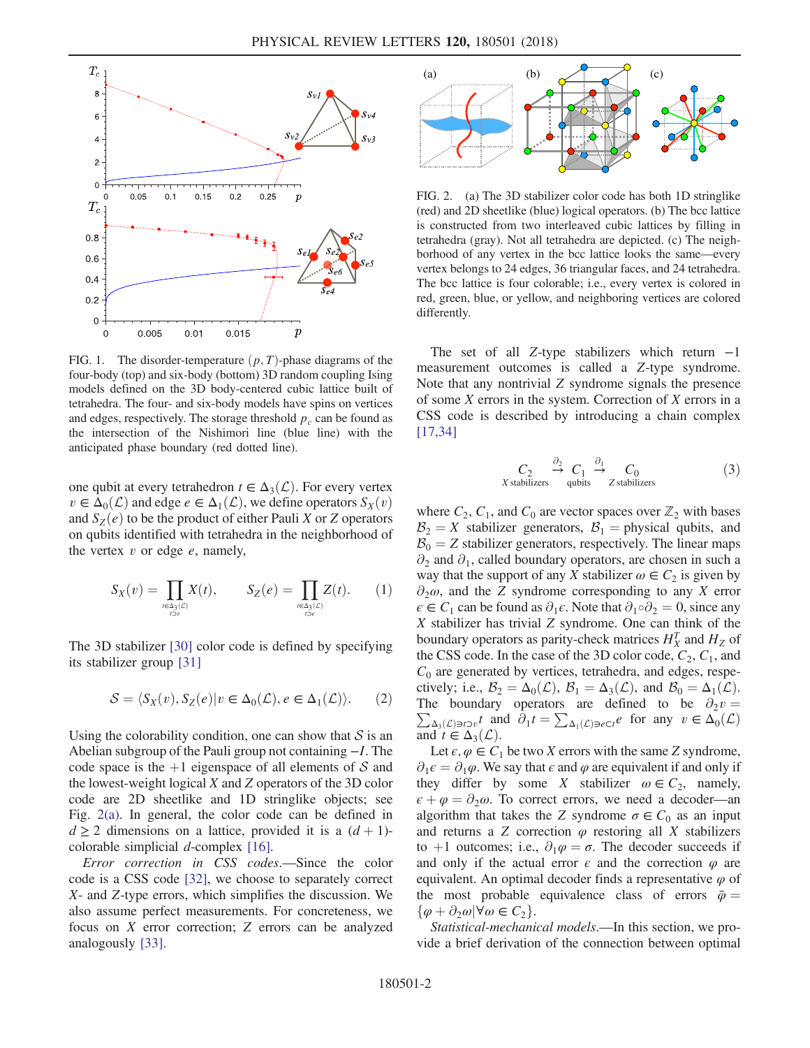FIG. 1. The disorder-temperature $(p, T)$-phase diagrams of the four-body (top) and six-body (bottom) 3D random coupling Ising models defined on the 3D body-centered cubic lattice built of tetrahedra. The four- and six-body models have spins on vertices and edges, respectively. The storage threshold $p_c$ can be found as the intersection of the Nishimori line (blue line) with the anticipated phase boundary (red dotted line).

one qubit at every tetrahedron $t \in \Delta_3(\mathcal{L})$. For every vertex $v \in \Delta_0(\mathcal{L})$ and edge $e \in \Delta_1(\mathcal{L})$, we define operators $S_X(v)$ and $S_Z(e)$ to be the product of either Pauli $X$ or $Z$ operators on qubits identified with tetrahedra in the neighborhood of the vertex $v$ or edge $e$, namely,

$$S_X(v) = \prod_{\substack{t \in \Delta_3(\mathcal{L}) \\ t \supset v}} X(t), \qquad S_Z(e) = \prod_{\substack{t \in \Delta_3(\mathcal{L}) \\ t \supset e}} Z(t). \tag{1}$$

The 3D stabilizer [30] color code is defined by specifying its stabilizer group [31]

$$\mathcal{S} = \langle S_X(v), S_Z(e) | v \in \Delta_0(\mathcal{L}), e \in \Delta_1(\mathcal{L}) \rangle. \tag{2}$$

Using the colorability condition, one can show that $\mathcal{S}$ is an Abelian subgroup of the Pauli group not containing $-I$. The code space is the $+1$ eigenspace of all elements of $\mathcal{S}$ and the lowest-weight logical $X$ and $Z$ operators of the 3D color code are 2D sheetlike and 1D stringlike objects; see Fig. 2(a). In general, the color code can be defined in $d \geq 2$ dimensions on a lattice, provided it is a $(d+1)$-colorable simplicial $d$-complex [16].

*Error correction in CSS codes.*—Since the color code is a CSS code [32], we choose to separately correct $X$- and $Z$-type errors, which simplifies the discussion. We also assume perfect measurements. For concreteness, we focus on $X$ error correction; $Z$ errors can be analyzed analogously [33].

FIG. 2. (a) The 3D stabilizer color code has both 1D stringlike (red) and 2D sheetlike (blue) logical operators. (b) The bcc lattice is constructed from two interleaved cubic lattices by filling in tetrahedra (gray). Not all tetrahedra are depicted. (c) The neighborhood of any vertex in the bcc lattice looks the same—every vertex belongs to 24 edges, 36 triangular faces, and 24 tetrahedra. The bcc lattice is four colorable; i.e., every vertex is colored in red, green, blue, or yellow, and neighboring vertices are colored differently.

The set of all $Z$-type stabilizers which return $-1$ measurement outcomes is called a $Z$-type syndrome. Note that any nontrivial $Z$ syndrome signals the presence of some $X$ errors in the system. Correction of $X$ errors in a CSS code is described by introducing a chain complex [17,34]

$$\underset{X\,\text{stabilizers}}{C_2} \xrightarrow{\partial_2} \underset{\text{qubits}}{C_1} \xrightarrow{\partial_1} \underset{Z\,\text{stabilizers}}{C_0} \tag{3}$$

where $C_2$, $C_1$, and $C_0$ are vector spaces over $\mathbb{Z}_2$ with bases $\mathcal{B}_2 = X$ stabilizer generators, $\mathcal{B}_1 =$ physical qubits, and $\mathcal{B}_0 = Z$ stabilizer generators, respectively. The linear maps $\partial_2$ and $\partial_1$, called boundary operators, are chosen in such a way that the support of any $X$ stabilizer $\omega \in C_2$ is given by $\partial_2\omega$, and the $Z$ syndrome corresponding to any $X$ error $\epsilon \in C_1$ can be found as $\partial_1\epsilon$. Note that $\partial_1 \circ \partial_2 = 0$, since any $X$ stabilizer has trivial $Z$ syndrome. One can think of the boundary operators as parity-check matrices $H_X^T$ and $H_Z$ of the CSS code. In the case of the 3D color code, $C_2$, $C_1$, and $C_0$ are generated by vertices, tetrahedra, and edges, respectively; i.e., $\mathcal{B}_2 = \Delta_0(\mathcal{L})$, $\mathcal{B}_1 = \Delta_3(\mathcal{L})$, and $\mathcal{B}_0 = \Delta_1(\mathcal{L})$. The boundary operators are defined to be $\partial_2 v = \sum_{\Delta_3(\mathcal{L}) \ni t \supset v} t$ and $\partial_1 t = \sum_{\Delta_1(\mathcal{L}) \ni e \subset t} e$ for any $v \in \Delta_0(\mathcal{L})$ and $t \in \Delta_3(\mathcal{L})$.

Let $\epsilon, \varphi \in C_1$ be two $X$ errors with the same $Z$ syndrome, $\partial_1\epsilon = \partial_1\varphi$. We say that $\epsilon$ and $\varphi$ are equivalent if and only if they differ by some $X$ stabilizer $\omega \in C_2$, namely, $\epsilon + \varphi = \partial_2\omega$. To correct errors, we need a decoder—an algorithm that takes the $Z$ syndrome $\sigma \in C_0$ as an input and returns a $Z$ correction $\varphi$ restoring all $X$ stabilizers to $+1$ outcomes; i.e., $\partial_1\varphi = \sigma$. The decoder succeeds if and only if the actual error $\epsilon$ and the correction $\varphi$ are equivalent. An optimal decoder finds a representative $\varphi$ of the most probable equivalence class of errors $\bar{\varphi} = \{\varphi + \partial_2\omega | \forall \omega \in C_2\}$.

*Statistical-mechanical models.*—In this section, we provide a brief derivation of the connection between optimal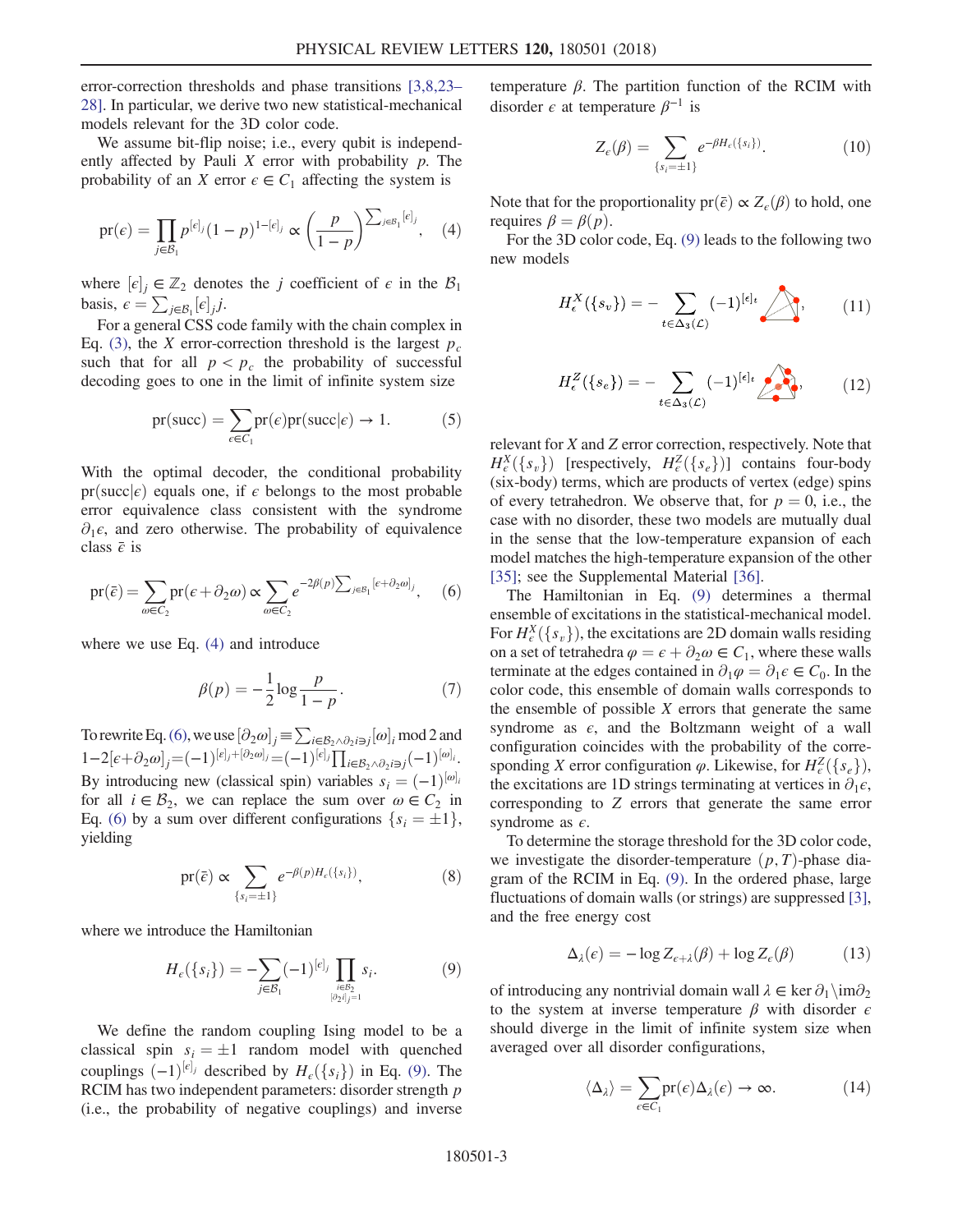error-correction thresholds and phase transitions [3,8,23–28]. In particular, we derive two new statistical-mechanical models relevant for the 3D color code.

We assume bit-flip noise; i.e., every qubit is independently affected by Pauli $X$ error with probability $p$. The probability of an $X$ error $\epsilon \in C_1$ affecting the system is

$$\mathrm{pr}(\epsilon) = \prod_{j\in\mathcal{B}_1} p^{[\epsilon]_j}(1-p)^{1-[\epsilon]_j} \propto \left(\frac{p}{1-p}\right)^{\sum_{j\in\mathcal{B}_1}[\epsilon]_j}, \quad (4)$$

where $[\epsilon]_j \in \mathbb{Z}_2$ denotes the $j$ coefficient of $\epsilon$ in the $\mathcal{B}_1$ basis, $\epsilon = \sum_{j\in\mathcal{B}_1}[\epsilon]_j j$.

For a general CSS code family with the chain complex in Eq. (3), the $X$ error-correction threshold is the largest $p_c$ such that for all $p < p_c$ the probability of successful decoding goes to one in the limit of infinite system size

$$\mathrm{pr(succ)} = \sum_{\epsilon\in C_1} \mathrm{pr}(\epsilon)\mathrm{pr(succ}|\epsilon) \to 1. \quad (5)$$

With the optimal decoder, the conditional probability $\mathrm{pr(succ}|\epsilon)$ equals one, if $\epsilon$ belongs to the most probable error equivalence class consistent with the syndrome $\partial_1\epsilon$, and zero otherwise. The probability of equivalence class $\bar{\epsilon}$ is

$$\mathrm{pr}(\bar{\epsilon}) = \sum_{\omega\in C_2} \mathrm{pr}(\epsilon + \partial_2\omega) \propto \sum_{\omega\in C_2} e^{-2\beta(p)\sum_{j\in\mathcal{B}_1}[\epsilon+\partial_2\omega]_j}, \quad (6)$$

where we use Eq. (4) and introduce

$$\beta(p) = -\frac{1}{2}\log\frac{p}{1-p}. \quad (7)$$

To rewrite Eq. (6), we use $[\partial_2\omega]_j \equiv \sum_{i\in\mathcal{B}_2\wedge\partial_2 i\ni j}[\omega]_i \bmod 2$ and $1-2[\epsilon+\partial_2\omega]_j = (-1)^{[\epsilon]_j+[\partial_2\omega]_j} = (-1)^{[\epsilon]_j}\prod_{i\in\mathcal{B}_2\wedge\partial_2 i\ni j}(-1)^{[\omega]_i}$. By introducing new (classical spin) variables $s_i = (-1)^{[\omega]_i}$ for all $i \in \mathcal{B}_2$, we can replace the sum over $\omega \in C_2$ in Eq. (6) by a sum over different configurations $\{s_i = \pm 1\}$, yielding

$$\mathrm{pr}(\bar{\epsilon}) \propto \sum_{\{s_i=\pm1\}} e^{-\beta(p)H_\epsilon(\{s_i\})}, \quad (8)$$

where we introduce the Hamiltonian

$$H_\epsilon(\{s_i\}) = -\sum_{j\in\mathcal{B}_1}(-1)^{[\epsilon]_j}\prod_{\substack{i\in\mathcal{B}_2\\ [\partial_2 i]_j=1}} s_i. \quad (9)$$

We define the random coupling Ising model to be a classical spin $s_i = \pm 1$ random model with quenched couplings $(-1)^{[\epsilon]_j}$ described by $H_\epsilon(\{s_i\})$ in Eq. (9). The RCIM has two independent parameters: disorder strength $p$ (i.e., the probability of negative couplings) and inverse temperature $\beta$. The partition function of the RCIM with disorder $\epsilon$ at temperature $\beta^{-1}$ is

$$Z_\epsilon(\beta) = \sum_{\{s_i=\pm1\}} e^{-\beta H_\epsilon(\{s_i\})}. \quad (10)$$

Note that for the proportionality $\mathrm{pr}(\bar{\epsilon}) \propto Z_\epsilon(\beta)$ to hold, one requires $\beta = \beta(p)$.

For the 3D color code, Eq. (9) leads to the following two new models

$$H_\epsilon^X(\{s_v\}) = -\sum_{t\in\Delta_3(\mathcal{L})}(-1)^{[\epsilon]_t}\,[\text{tetrahedron with vertex spins}], \quad (11)$$

$$H_\epsilon^Z(\{s_e\}) = -\sum_{t\in\Delta_3(\mathcal{L})}(-1)^{[\epsilon]_t}\,[\text{tetrahedron with edge spins}], \quad (12)$$

relevant for $X$ and $Z$ error correction, respectively. Note that $H_\epsilon^X(\{s_v\})$ [respectively, $H_\epsilon^Z(\{s_e\})$] contains four-body (six-body) terms, which are products of vertex (edge) spins of every tetrahedron. We observe that, for $p = 0$, i.e., the case with no disorder, these two models are mutually dual in the sense that the low-temperature expansion of each model matches the high-temperature expansion of the other [35]; see the Supplemental Material [36].

The Hamiltonian in Eq. (9) determines a thermal ensemble of excitations in the statistical-mechanical model. For $H_\epsilon^X(\{s_v\})$, the excitations are 2D domain walls residing on a set of tetrahedra $\varphi = \epsilon + \partial_2\omega \in C_1$, where these walls terminate at the edges contained in $\partial_1\varphi = \partial_1\epsilon \in C_0$. In the color code, this ensemble of domain walls corresponds to the ensemble of possible $X$ errors that generate the same syndrome as $\epsilon$, and the Boltzmann weight of a wall configuration coincides with the probability of the corresponding $X$ error configuration $\varphi$. Likewise, for $H_\epsilon^Z(\{s_e\})$, the excitations are 1D strings terminating at vertices in $\partial_1\epsilon$, corresponding to $Z$ errors that generate the same error syndrome as $\epsilon$.

To determine the storage threshold for the 3D color code, we investigate the disorder-temperature $(p, T)$-phase diagram of the RCIM in Eq. (9). In the ordered phase, large fluctuations of domain walls (or strings) are suppressed [3], and the free energy cost

$$\Delta_\lambda(\epsilon) = -\log Z_{\epsilon+\lambda}(\beta) + \log Z_\epsilon(\beta) \quad (13)$$

of introducing any nontrivial domain wall $\lambda \in \ker\partial_1\setminus\mathrm{im}\partial_2$ to the system at inverse temperature $\beta$ with disorder $\epsilon$ should diverge in the limit of infinite system size when averaged over all disorder configurations,

$$\langle\Delta_\lambda\rangle = \sum_{\epsilon\in C_1}\mathrm{pr}(\epsilon)\Delta_\lambda(\epsilon) \to \infty. \quad (14)$$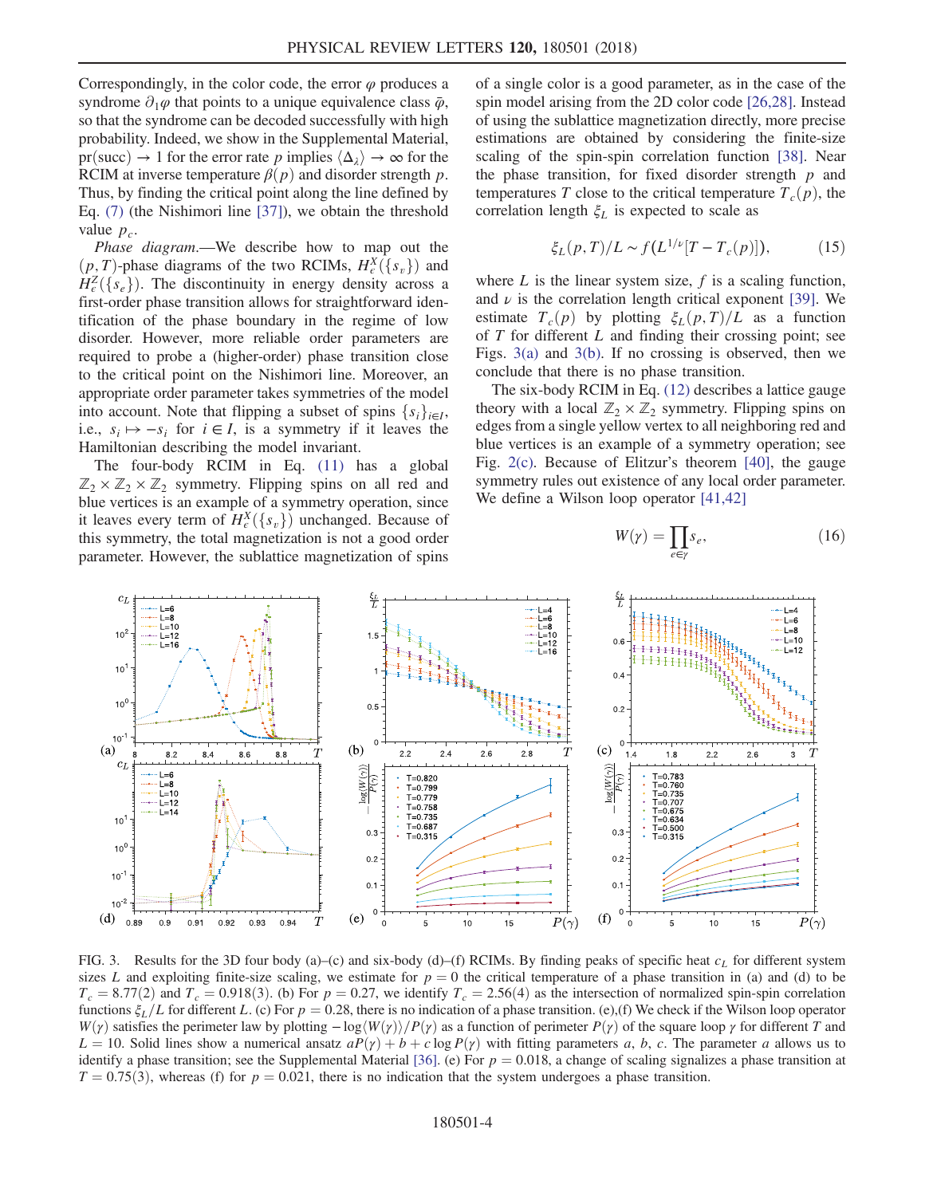Correspondingly, in the color code, the error $\varphi$ produces a syndrome $\partial_1 \varphi$ that points to a unique equivalence class $\bar{\varphi}$, so that the syndrome can be decoded successfully with high probability. Indeed, we show in the Supplemental Material, pr(succ) $\to 1$ for the error rate $p$ implies $\langle \Delta_{\bar{\lambda}} \rangle \to \infty$ for the RCIM at inverse temperature $\beta(p)$ and disorder strength $p$. Thus, by finding the critical point along the line defined by Eq. (7) (the Nishimori line [37]), we obtain the threshold value $p_c$.

*Phase diagram.*—We describe how to map out the $(p, T)$-phase diagrams of the two RCIMs, $H_\epsilon^X(\{s_v\})$ and $H_\epsilon^Z(\{s_e\})$. The discontinuity in energy density across a first-order phase transition allows for straightforward identification of the phase boundary in the regime of low disorder. However, more reliable order parameters are required to probe a (higher-order) phase transition close to the critical point on the Nishimori line. Moreover, an appropriate order parameter takes symmetries of the model into account. Note that flipping a subset of spins $\{s_i\}_{i\in I}$, i.e., $s_i \mapsto -s_i$ for $i \in I$, is a symmetry if it leaves the Hamiltonian describing the model invariant.

The four-body RCIM in Eq. (11) has a global $\mathbb{Z}_2 \times \mathbb{Z}_2 \times \mathbb{Z}_2$ symmetry. Flipping spins on all red and blue vertices is an example of a symmetry operation, since it leaves every term of $H_\epsilon^X(\{s_v\})$ unchanged. Because of this symmetry, the total magnetization is not a good order parameter. However, the sublattice magnetization of spins of a single color is a good parameter, as in the case of the spin model arising from the 2D color code [26,28]. Instead of using the sublattice magnetization directly, more precise estimations are obtained by considering the finite-size scaling of the spin-spin correlation function [38]. Near the phase transition, for fixed disorder strength $p$ and temperatures $T$ close to the critical temperature $T_c(p)$, the correlation length $\xi_L$ is expected to scale as

$$\xi_L(p, T)/L \sim f(L^{1/\nu}[T - T_c(p)]), \tag{15}$$

where $L$ is the linear system size, $f$ is a scaling function, and $\nu$ is the correlation length critical exponent [39]. We estimate $T_c(p)$ by plotting $\xi_L(p, T)/L$ as a function of $T$ for different $L$ and finding their crossing point; see Figs. 3(a) and 3(b). If no crossing is observed, then we conclude that there is no phase transition.

The six-body RCIM in Eq. (12) describes a lattice gauge theory with a local $\mathbb{Z}_2 \times \mathbb{Z}_2$ symmetry. Flipping spins on edges from a single yellow vertex to all neighboring red and blue vertices is an example of a symmetry operation; see Fig. 2(c). Because of Elitzur's theorem [40], the gauge symmetry rules out existence of any local order parameter. We define a Wilson loop operator [41,42]

$$W(\gamma) = \prod_{e\in\gamma} s_e, \tag{16}$$

FIG. 3. Results for the 3D four body (a)–(c) and six-body (d)–(f) RCIMs. By finding peaks of specific heat $c_L$ for different system sizes $L$ and exploiting finite-size scaling, we estimate for $p = 0$ the critical temperature of a phase transition in (a) and (d) to be $T_c = 8.77(2)$ and $T_c = 0.918(3)$. (b) For $p = 0.27$, we identify $T_c = 2.56(4)$ as the intersection of normalized spin-spin correlation functions $\xi_L/L$ for different $L$. (c) For $p = 0.28$, there is no indication of a phase transition. (e),(f) We check if the Wilson loop operator $W(\gamma)$ satisfies the perimeter law by plotting $-\log\langle W(\gamma)\rangle/P(\gamma)$ as a function of perimeter $P(\gamma)$ of the square loop $\gamma$ for different $T$ and $L = 10$. Solid lines show a numerical ansatz $aP(\gamma) + b + c \log P(\gamma)$ with fitting parameters $a$, $b$, $c$. The parameter $a$ allows us to identify a phase transition; see the Supplemental Material [36]. (e) For $p = 0.018$, a change of scaling signalizes a phase transition at $T = 0.75(3)$, whereas (f) for $p = 0.021$, there is no indication that the system undergoes a phase transition.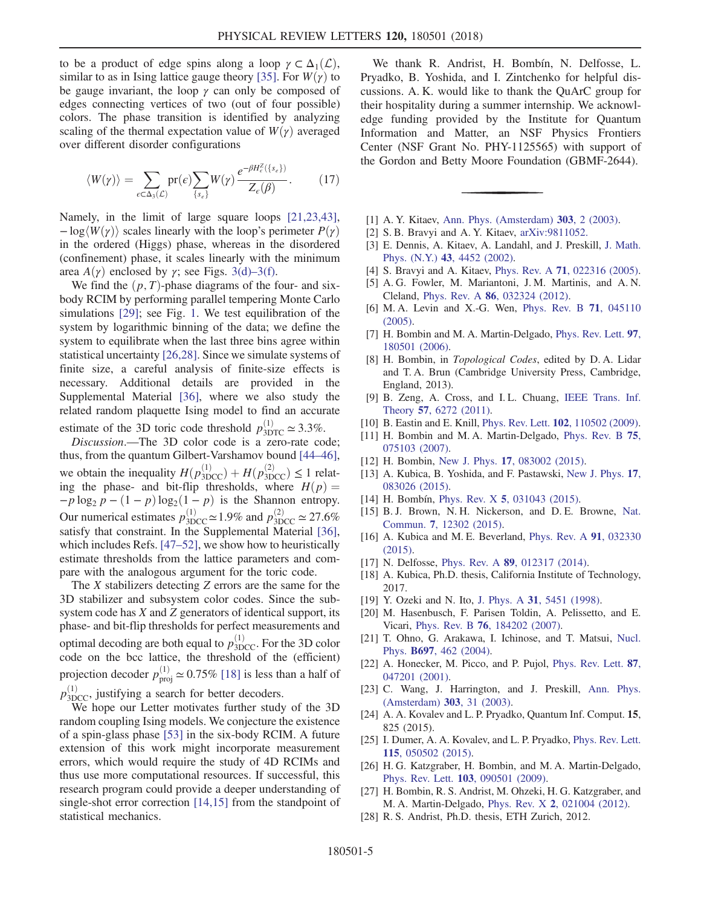to be a product of edge spins along a loop $\gamma \subset \Delta_1(\mathcal{L})$, similar to as in Ising lattice gauge theory [35]. For $W(\gamma)$ to be gauge invariant, the loop $\gamma$ can only be composed of edges connecting vertices of two (out of four possible) colors. The phase transition is identified by analyzing scaling of the thermal expectation value of $W(\gamma)$ averaged over different disorder configurations

$$\langle W(\gamma)\rangle = \sum_{\epsilon\subset\Delta_3(\mathcal{L})} \mathrm{pr}(\epsilon) \sum_{\{s_e\}} W(\gamma) \frac{e^{-\beta H_\epsilon^Z(\{s_e\})}}{Z_\epsilon(\beta)}. \qquad (17)$$

Namely, in the limit of large square loops [21,23,43], $-\log\langle W(\gamma)\rangle$ scales linearly with the loop's perimeter $P(\gamma)$ in the ordered (Higgs) phase, whereas in the disordered (confinement) phase, it scales linearly with the minimum area $A(\gamma)$ enclosed by $\gamma$; see Figs. 3(d)–3(f).

We find the $(p, T)$-phase diagrams of the four- and six-body RCIM by performing parallel tempering Monte Carlo simulations [29]; see Fig. 1. We test equilibration of the system by logarithmic binning of the data; we define the system to equilibrate when the last three bins agree within statistical uncertainty [26,28]. Since we simulate systems of finite size, a careful analysis of finite-size effects is necessary. Additional details are provided in the Supplemental Material [36], where we also study the related random plaquette Ising model to find an accurate estimate of the 3D toric code threshold $p^{(1)}_{\mathrm{3DTC}} \simeq 3.3\%$.

*Discussion.*—The 3D color code is a zero-rate code; thus, from the quantum Gilbert-Varshamov bound [44–46], we obtain the inequality $H(p^{(1)}_{\mathrm{3DCC}}) + H(p^{(2)}_{\mathrm{3DCC}}) \leq 1$ relating the phase- and bit-flip thresholds, where $H(p) = -p\log_2 p - (1-p)\log_2(1-p)$ is the Shannon entropy. Our numerical estimates $p^{(1)}_{\mathrm{3DCC}} \simeq 1.9\%$ and $p^{(2)}_{\mathrm{3DCC}} \simeq 27.6\%$ satisfy that constraint. In the Supplemental Material [36], which includes Refs. [47–52], we show how to heuristically estimate thresholds from the lattice parameters and compare with the analogous argument for the toric code.

The $X$ stabilizers detecting $Z$ errors are the same for the 3D stabilizer and subsystem color codes. Since the subsystem code has $X$ and $Z$ generators of identical support, its phase- and bit-flip thresholds for perfect measurements and optimal decoding are both equal to $p^{(1)}_{\mathrm{3DCC}}$. For the 3D color code on the bcc lattice, the threshold of the (efficient) projection decoder $p^{(1)}_{\mathrm{proj}} \simeq 0.75\%$ [18] is less than a half of $p^{(1)}_{\mathrm{3DCC}}$, justifying a search for better decoders.

We hope our Letter motivates further study of the 3D random coupling Ising models. We conjecture the existence of a spin-glass phase [53] in the six-body RCIM. A future extension of this work might incorporate measurement errors, which would require the study of 4D RCIMs and thus use more computational resources. If successful, this research program could provide a deeper understanding of single-shot error correction [14,15] from the standpoint of statistical mechanics.

We thank R. Andrist, H. Bombín, N. Delfosse, L. Pryadko, B. Yoshida, and I. Zintchenko for helpful discussions. A. K. would like to thank the QuArC group for their hospitality during a summer internship. We acknowledge funding provided by the Institute for Quantum Information and Matter, an NSF Physics Frontiers Center (NSF Grant No. PHY-1125565) with support of the Gordon and Betty Moore Foundation (GBMF-2644).

---

[1] A. Y. Kitaev, Ann. Phys. (Amsterdam) **303**, 2 (2003).
[2] S. B. Bravyi and A. Y. Kitaev, arXiv:9811052.
[3] E. Dennis, A. Kitaev, A. Landahl, and J. Preskill, J. Math. Phys. (N.Y.) **43**, 4452 (2002).
[4] S. Bravyi and A. Kitaev, Phys. Rev. A **71**, 022316 (2005).
[5] A. G. Fowler, M. Mariantoni, J. M. Martinis, and A. N. Cleland, Phys. Rev. A **86**, 032324 (2012).
[6] M. A. Levin and X.-G. Wen, Phys. Rev. B **71**, 045110 (2005).
[7] H. Bombin and M. A. Martin-Delgado, Phys. Rev. Lett. **97**, 180501 (2006).
[8] H. Bombin, in *Topological Codes*, edited by D. A. Lidar and T. A. Brun (Cambridge University Press, Cambridge, England, 2013).
[9] B. Zeng, A. Cross, and I. L. Chuang, IEEE Trans. Inf. Theory **57**, 6272 (2011).
[10] B. Eastin and E. Knill, Phys. Rev. Lett. **102**, 110502 (2009).
[11] H. Bombin and M. A. Martin-Delgado, Phys. Rev. B **75**, 075103 (2007).
[12] H. Bombin, New J. Phys. **17**, 083002 (2015).
[13] A. Kubica, B. Yoshida, and F. Pastawski, New J. Phys. **17**, 083026 (2015).
[14] H. Bombín, Phys. Rev. X **5**, 031043 (2015).
[15] B. J. Brown, N. H. Nickerson, and D. E. Browne, Nat. Commun. **7**, 12302 (2015).
[16] A. Kubica and M. E. Beverland, Phys. Rev. A **91**, 032330 (2015).
[17] N. Delfosse, Phys. Rev. A **89**, 012317 (2014).
[18] A. Kubica, Ph.D. thesis, California Institute of Technology, 2017.
[19] Y. Ozeki and N. Ito, J. Phys. A **31**, 5451 (1998).
[20] M. Hasenbusch, F. Parisen Toldin, A. Pelissetto, and E. Vicari, Phys. Rev. B **76**, 184202 (2007).
[21] T. Ohno, G. Arakawa, I. Ichinose, and T. Matsui, Nucl. Phys. **B697**, 462 (2004).
[22] A. Honecker, M. Picco, and P. Pujol, Phys. Rev. Lett. **87**, 047201 (2001).
[23] C. Wang, J. Harrington, and J. Preskill, Ann. Phys. (Amsterdam) **303**, 31 (2003).
[24] A. A. Kovalev and L. P. Pryadko, Quantum Inf. Comput. **15**, 825 (2015).
[25] I. Dumer, A. A. Kovalev, and L. P. Pryadko, Phys. Rev. Lett. **115**, 050502 (2015).
[26] H. G. Katzgraber, H. Bombin, and M. A. Martin-Delgado, Phys. Rev. Lett. **103**, 090501 (2009).
[27] H. Bombin, R. S. Andrist, M. Ohzeki, H. G. Katzgraber, and M. A. Martin-Delgado, Phys. Rev. X **2**, 021004 (2012).
[28] R. S. Andrist, Ph.D. thesis, ETH Zurich, 2012.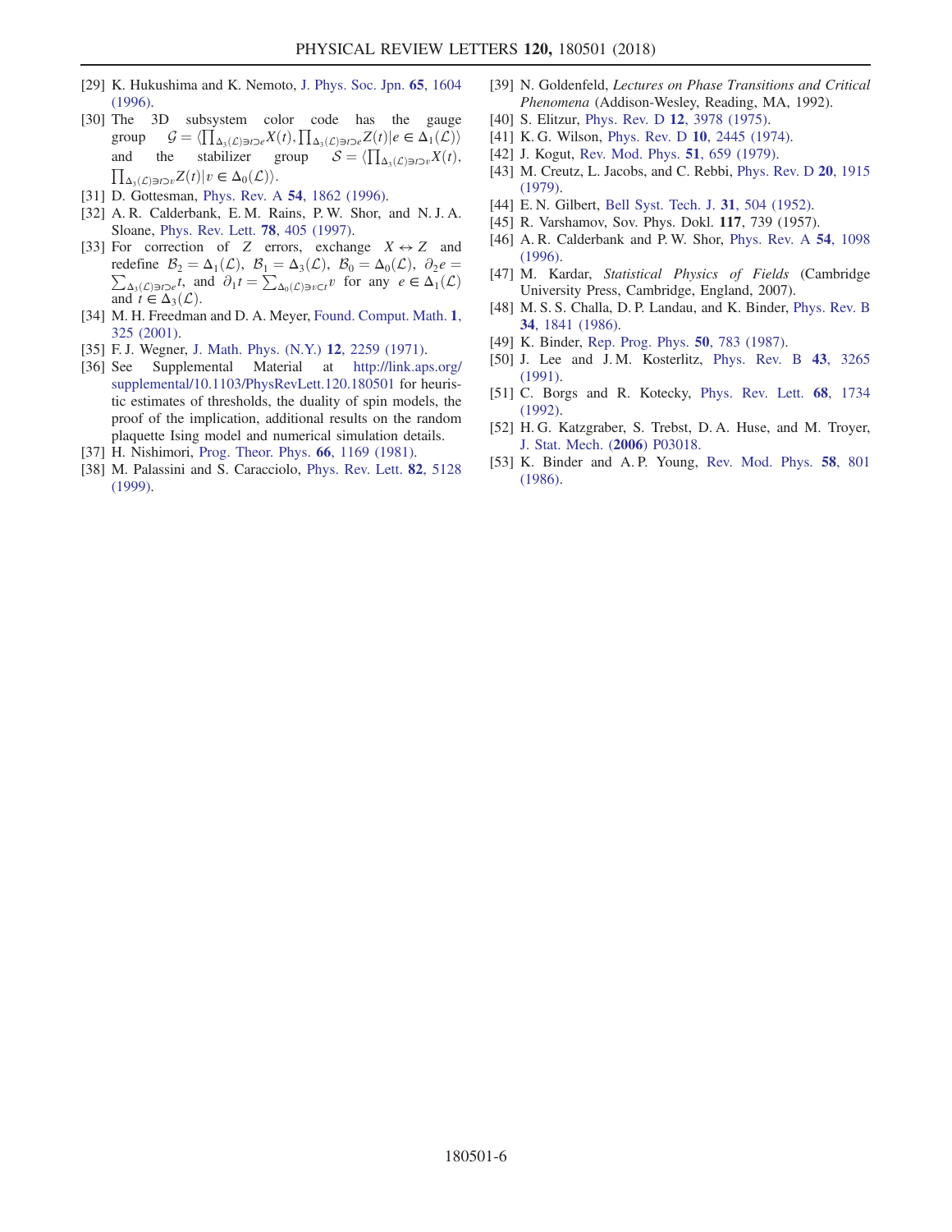[29] K. Hukushima and K. Nemoto, J. Phys. Soc. Jpn. **65**, 1604 (1996).

[30] The 3D subsystem color code has the gauge group $\mathcal{G} = \langle \prod_{\Delta_3(\mathcal{L}) \ni t \supset e} X(t), \prod_{\Delta_3(\mathcal{L}) \ni t \supset e} Z(t) | e \in \Delta_1(\mathcal{L}) \rangle$ and the stabilizer group $\mathcal{S} = \langle \prod_{\Delta_3(\mathcal{L}) \ni t \supset v} X(t), \prod_{\Delta_3(\mathcal{L}) \ni t \supset v} Z(t) | v \in \Delta_0(\mathcal{L}) \rangle$.

[31] D. Gottesman, Phys. Rev. A **54**, 1862 (1996).

[32] A. R. Calderbank, E. M. Rains, P. W. Shor, and N. J. A. Sloane, Phys. Rev. Lett. **78**, 405 (1997).

[33] For correction of $Z$ errors, exchange $X \leftrightarrow Z$ and redefine $\mathcal{B}_2 = \Delta_1(\mathcal{L})$, $\mathcal{B}_1 = \Delta_3(\mathcal{L})$, $\mathcal{B}_0 = \Delta_0(\mathcal{L})$, $\partial_2 e = \sum_{\Delta_3(\mathcal{L}) \ni t \supset e} t$, and $\partial_1 t = \sum_{\Delta_0(\mathcal{L}) \ni v \subset t} v$ for any $e \in \Delta_1(\mathcal{L})$ and $t \in \Delta_3(\mathcal{L})$.

[34] M. H. Freedman and D. A. Meyer, Found. Comput. Math. **1**, 325 (2001).

[35] F. J. Wegner, J. Math. Phys. (N.Y.) **12**, 2259 (1971).

[36] See Supplemental Material at http://link.aps.org/supplemental/10.1103/PhysRevLett.120.180501 for heuristic estimates of thresholds, the duality of spin models, the proof of the implication, additional results on the random plaquette Ising model and numerical simulation details.

[37] H. Nishimori, Prog. Theor. Phys. **66**, 1169 (1981).

[38] M. Palassini and S. Caracciolo, Phys. Rev. Lett. **82**, 5128 (1999).

[39] N. Goldenfeld, *Lectures on Phase Transitions and Critical Phenomena* (Addison-Wesley, Reading, MA, 1992).

[40] S. Elitzur, Phys. Rev. D **12**, 3978 (1975).

[41] K. G. Wilson, Phys. Rev. D **10**, 2445 (1974).

[42] J. Kogut, Rev. Mod. Phys. **51**, 659 (1979).

[43] M. Creutz, L. Jacobs, and C. Rebbi, Phys. Rev. D **20**, 1915 (1979).

[44] E. N. Gilbert, Bell Syst. Tech. J. **31**, 504 (1952).

[45] R. Varshamov, Sov. Phys. Dokl. **117**, 739 (1957).

[46] A. R. Calderbank and P. W. Shor, Phys. Rev. A **54**, 1098 (1996).

[47] M. Kardar, *Statistical Physics of Fields* (Cambridge University Press, Cambridge, England, 2007).

[48] M. S. S. Challa, D. P. Landau, and K. Binder, Phys. Rev. B **34**, 1841 (1986).

[49] K. Binder, Rep. Prog. Phys. **50**, 783 (1987).

[50] J. Lee and J. M. Kosterlitz, Phys. Rev. B **43**, 3265 (1991).

[51] C. Borgs and R. Kotecky, Phys. Rev. Lett. **68**, 1734 (1992).

[52] H. G. Katzgraber, S. Trebst, D. A. Huse, and M. Troyer, J. Stat. Mech. (**2006**) P03018.

[53] K. Binder and A. P. Young, Rev. Mod. Phys. **58**, 801 (1986).